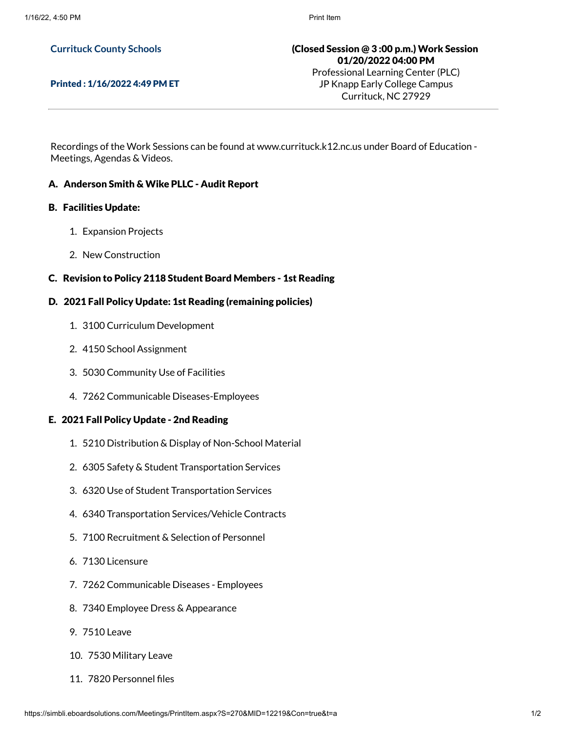**Curritu ck County Schools**

**Printed : 1/16/2022 4:49 PM ET**

**(Closed Session @ 3 :00 p.m.) Work Session**
**01/20/2022 04:00 PM**
Professional Learning Center (PLC)
JP Knapp Early College Campus
Currituck, NC 27929

---

Recordings of the Work Sessions can be found at www.currituck.k12.nc.us under Board of Education - Meetings, Agendas & Videos.

### A. Anderson Smith & Wike PLLC - Audit Report

### B. Facilities Update:

1. Expansion Projects
2. New Construction

### C. Revision to Policy 2118 Student Board Members - 1st Reading

### D. 2021 Fall Policy Update: 1st Reading (remaining policies)

1. 3100 Curriculum Development
2. 4150 School Assignment
3. 5030 Community Use of Facilities
4. 7262 Communicable Diseases-Employees

### E. 2021 Fall Policy Update - 2nd Reading

1. 5210 Distribution & Display of Non-School Material
2. 6305 Safety & Student Transportation Services
3. 6320 Use of Student Transportation Services
4. 6340 Transportation Services/Vehicle Contracts
5. 7100 Recruitment & Selection of Personnel
6. 7130 Licensure
7. 7262 Communicable Diseases - Employees
8. 7340 Employee Dress & Appearance
9. 7510 Leave
10. 7530 Military Leave
11. 7820 Personnel files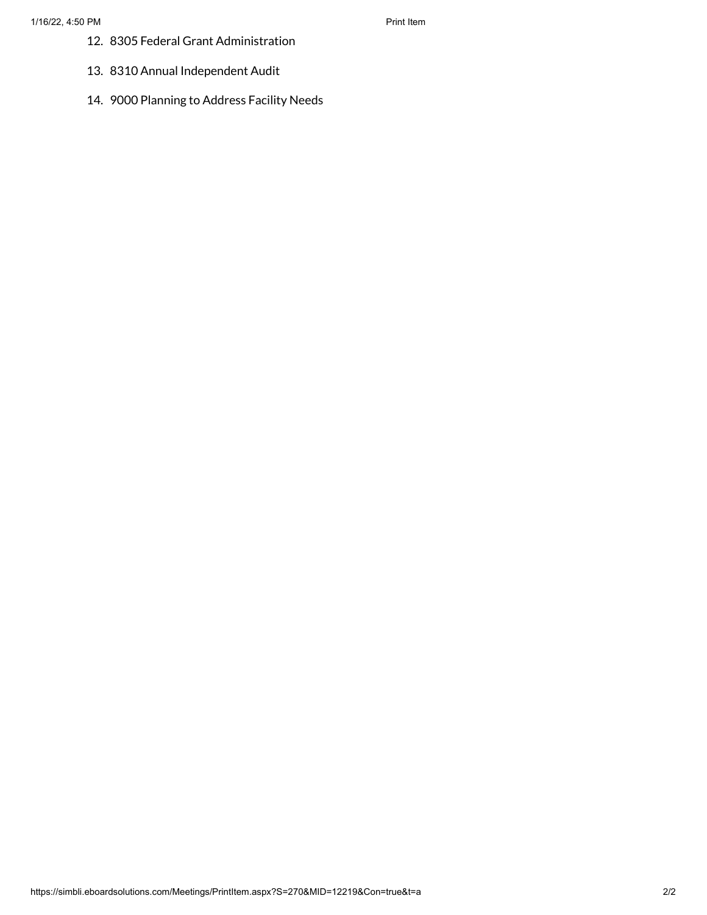12. 8305 Federal Grant Administration

13. 8310 Annual Independent Audit

14. 9000 Planning to Address Facility Needs